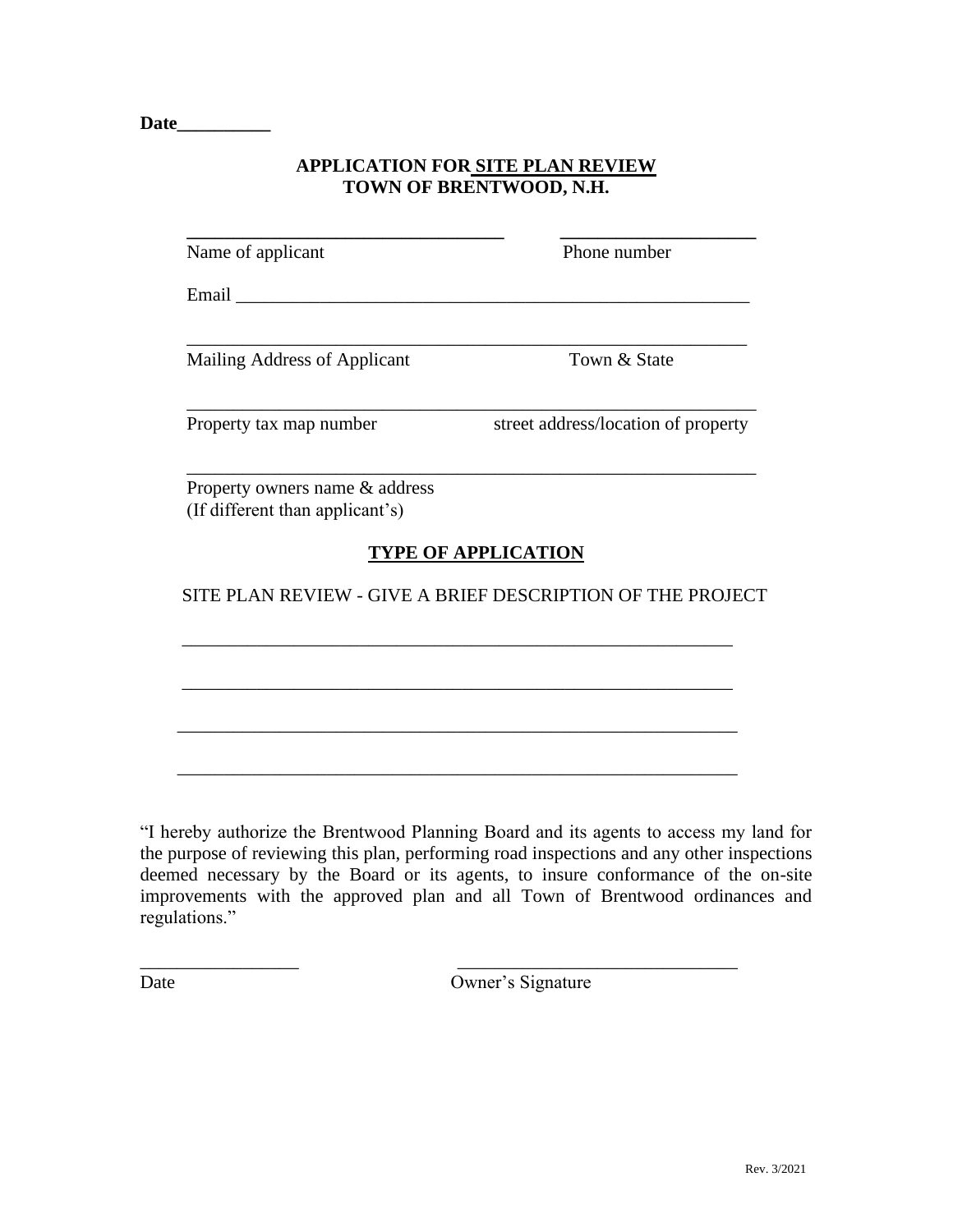**Date__________**

**APPLICATION FOR SITE PLAN REVIEW**
**TOWN OF BRENTWOOD, N.H.**

_________________________________ ____________________
Name of applicant Phone number

Email ______________________________________________________

___________________________________________________________
Mailing Address of Applicant Town & State

___________________________________________________________
Property tax map number street address/location of property

___________________________________________________________
Property owners name & address
(If different than applicant's)

## TYPE OF APPLICATION

SITE PLAN REVIEW - GIVE A BRIEF DESCRIPTION OF THE PROJECT

___________________________________________________________

___________________________________________________________

___________________________________________________________

___________________________________________________________

"I hereby authorize the Brentwood Planning Board and its agents to access my land for the purpose of reviewing this plan, performing road inspections and any other inspections deemed necessary by the Board or its agents, to insure conformance of the on-site improvements with the approved plan and all Town of Brentwood ordinances and regulations."

_________________ ______________________________
Date Owner's Signature

Rev. 3/2021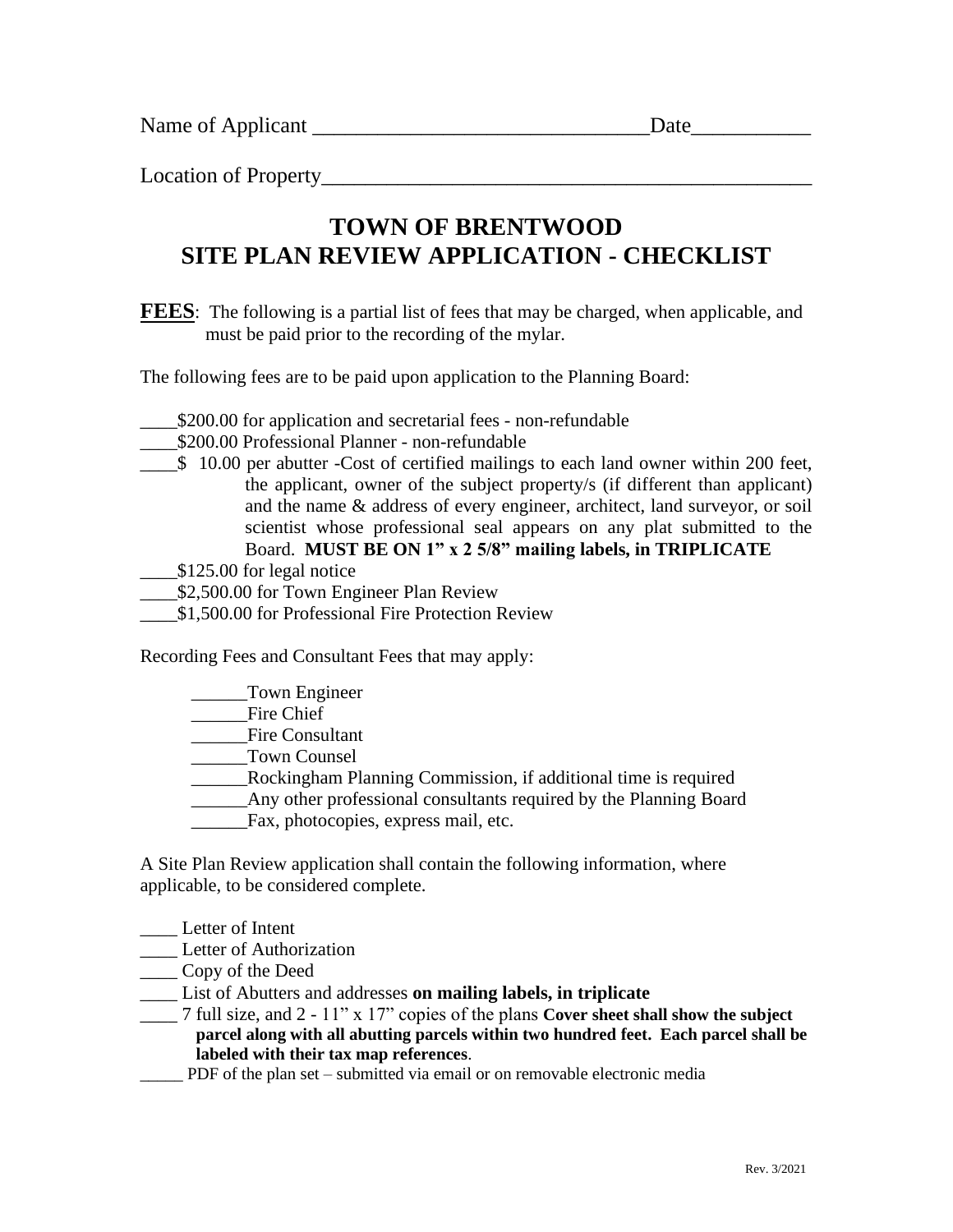Name of Applicant ______________________________Date___________

Location of Property_____________________________________________

# TOWN OF BRENTWOOD
# SITE PLAN REVIEW APPLICATION - CHECKLIST

**FEES**: The following is a partial list of fees that may be charged, when applicable, and must be paid prior to the recording of the mylar.

The following fees are to be paid upon application to the Planning Board:

____$200.00 for application and secretarial fees - non-refundable
____$200.00 Professional Planner - non-refundable
____$ 10.00 per abutter -Cost of certified mailings to each land owner within 200 feet, the applicant, owner of the subject property/s (if different than applicant) and the name & address of every engineer, architect, land surveyor, or soil scientist whose professional seal appears on any plat submitted to the Board. **MUST BE ON 1" x 2 5/8" mailing labels, in TRIPLICATE**
____$125.00 for legal notice
____$2,500.00 for Town Engineer Plan Review
____$1,500.00 for Professional Fire Protection Review

Recording Fees and Consultant Fees that may apply:

______Town Engineer
______Fire Chief
______Fire Consultant
______Town Counsel
______Rockingham Planning Commission, if additional time is required
______Any other professional consultants required by the Planning Board
______Fax, photocopies, express mail, etc.

A Site Plan Review application shall contain the following information, where applicable, to be considered complete.

____ Letter of Intent
____ Letter of Authorization
____ Copy of the Deed
____ List of Abutters and addresses **on mailing labels, in triplicate**
____ 7 full size, and 2 - 11" x 17" copies of the plans **Cover sheet shall show the subject parcel along with all abutting parcels within two hundred feet. Each parcel shall be labeled with their tax map references**.
_____ PDF of the plan set – submitted via email or on removable electronic media

Rev. 3/2021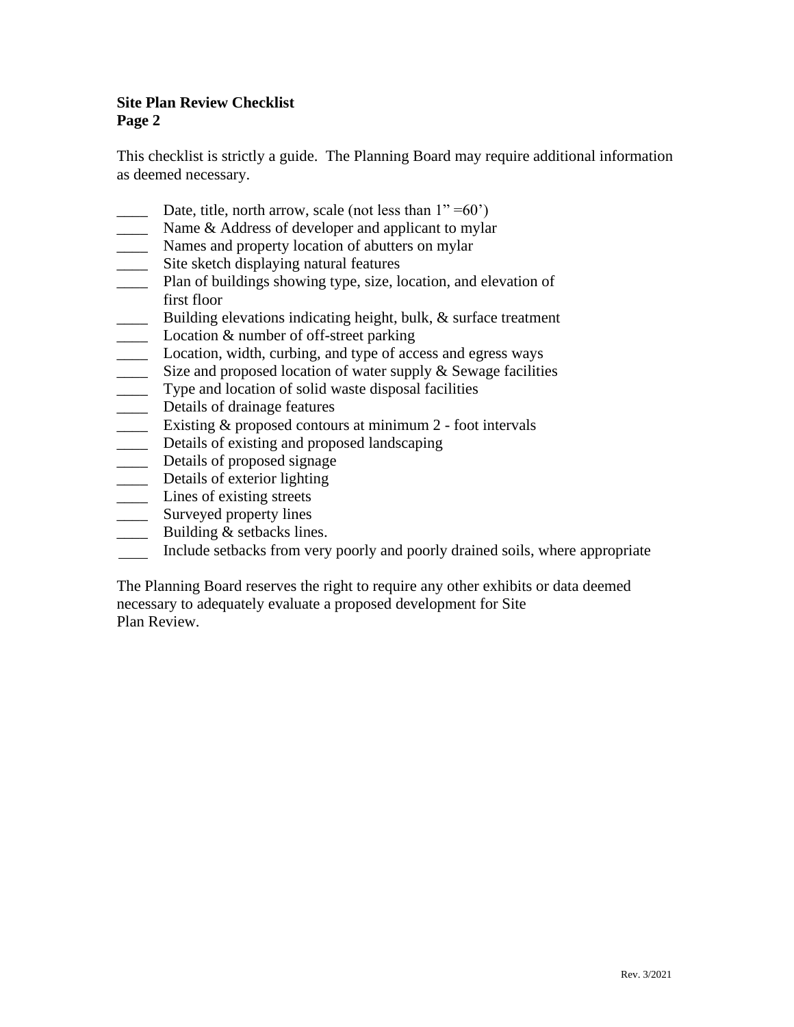**Site Plan Review Checklist**
**Page 2**

This checklist is strictly a guide. The Planning Board may require additional information as deemed necessary.

____ Date, title, north arrow, scale (not less than 1" =60')
____ Name & Address of developer and applicant to mylar
____ Names and property location of abutters on mylar
____ Site sketch displaying natural features
____ Plan of buildings showing type, size, location, and elevation of first floor
____ Building elevations indicating height, bulk, & surface treatment
____ Location & number of off-street parking
____ Location, width, curbing, and type of access and egress ways
____ Size and proposed location of water supply & Sewage facilities
____ Type and location of solid waste disposal facilities
____ Details of drainage features
____ Existing & proposed contours at minimum 2 - foot intervals
____ Details of existing and proposed landscaping
____ Details of proposed signage
____ Details of exterior lighting
____ Lines of existing streets
____ Surveyed property lines
____ Building & setbacks lines.
____ Include setbacks from very poorly and poorly drained soils, where appropriate

The Planning Board reserves the right to require any other exhibits or data deemed necessary to adequately evaluate a proposed development for Site Plan Review.

Rev. 3/2021